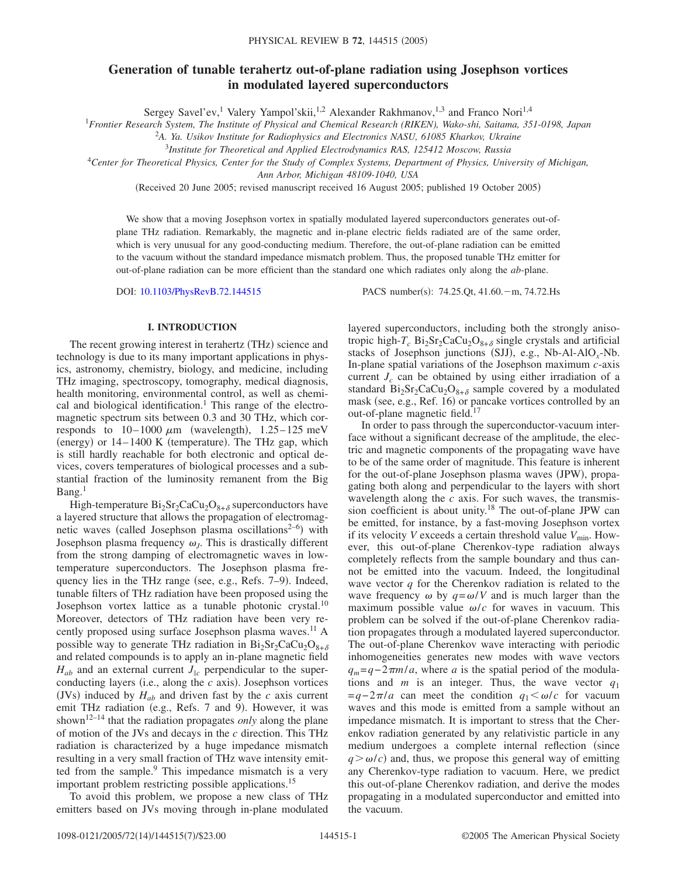# Generation of tunable terahertz out-of-plane radiation using Josephson vortices in modulated layered superconductors

Sergey Savel'ev,[1] Valery Yampol'skii,[1,2] Alexander Rakhmanov,[1,3] and Franco Nori[1,4]

[1]*Frontier Research System, The Institute of Physical and Chemical Research (RIKEN), Wako-shi, Saitama, 351-0198, Japan*

[2]*A. Ya. Usikov Institute for Radiophysics and Electronics NASU, 61085 Kharkov, Ukraine*

[3]*Institute for Theoretical and Applied Electrodynamics RAS, 125412 Moscow, Russia*

[4]*Center for Theoretical Physics, Center for the Study of Complex Systems, Department of Physics, University of Michigan, Ann Arbor, Michigan 48109-1040, USA*

(Received 20 June 2005; revised manuscript received 16 August 2005; published 19 October 2005)

We show that a moving Josephson vortex in spatially modulated layered superconductors generates out-of-plane THz radiation. Remarkably, the magnetic and in-plane electric fields radiated are of the same order, which is very unusual for any good-conducting medium. Therefore, the out-of-plane radiation can be emitted to the vacuum without the standard impedance mismatch problem. Thus, the proposed tunable THz emitter for out-of-plane radiation can be more efficient than the standard one which radiates only along the *ab*-plane.

DOI: 10.1103/PhysRevB.72.144515 PACS number(s): 74.25.Qt, 41.60.−m, 74.72.Hs

## I. INTRODUCTION

The recent growing interest in terahertz (THz) science and technology is due to its many important applications in physics, astronomy, chemistry, biology, and medicine, including THz imaging, spectroscopy, tomography, medical diagnosis, health monitoring, environmental control, as well as chemical and biological identification.[1] This range of the electromagnetic spectrum sits between 0.3 and 30 THz, which corresponds to 10–1000 $\mu$m (wavelength), 1.25–125 meV (energy) or 14–1400 K (temperature). The THz gap, which is still hardly reachable for both electronic and optical devices, covers temperatures of biological processes and a substantial fraction of the luminosity remanent from the Big Bang.[1]

High-temperature $Bi_2Sr_2CaCu_2O_{8+\delta}$ superconductors have a layered structure that allows the propagation of electromagnetic waves (called Josephson plasma oscillations[2–6]) with Josephson plasma frequency $\omega_J$. This is drastically different from the strong damping of electromagnetic waves in low-temperature superconductors. The Josephson plasma frequency lies in the THz range (see, e.g., Refs. 7–9). Indeed, tunable filters of THz radiation have been proposed using the Josephson vortex lattice as a tunable photonic crystal.[10] Moreover, detectors of THz radiation have been very recently proposed using surface Josephson plasma waves.[11] A possible way to generate THz radiation in $Bi_2Sr_2CaCu_2O_{8+\delta}$ and related compounds is to apply an in-plane magnetic field $H_{ab}$ and an external current $J_{\parallel c}$ perpendicular to the superconducting layers (i.e., along the $c$ axis). Josephson vortices (JVs) induced by $H_{ab}$ and driven fast by the $c$ axis current emit THz radiation (e.g., Refs. 7 and 9). However, it was shown[12–14] that the radiation propagates *only* along the plane of motion of the JVs and decays in the $c$ direction. This THz radiation is characterized by a huge impedance mismatch resulting in a very small fraction of THz wave intensity emitted from the sample.[9] This impedance mismatch is a very important problem restricting possible applications.[15]

To avoid this problem, we propose a new class of THz emitters based on JVs moving through in-plane modulated layered superconductors, including both the strongly anisotropic high-$T_c$ $Bi_2Sr_2CaCu_2O_{8+\delta}$ single crystals and artificial stacks of Josephson junctions (SJJ), e.g., Nb-Al-$AlO_x$-Nb. In-plane spatial variations of the Josephson maximum $c$-axis current $J_c$ can be obtained by using either irradiation of a standard $Bi_2Sr_2CaCu_2O_{8+\delta}$ sample covered by a modulated mask (see, e.g., Ref. 16) or pancake vortices controlled by an out-of-plane magnetic field.[17]

In order to pass through the superconductor-vacuum interface without a significant decrease of the amplitude, the electric and magnetic components of the propagating wave have to be of the same order of magnitude. This feature is inherent for the out-of-plane Josephson plasma waves (JPW), propagating both along and perpendicular to the layers with short wavelength along the $c$ axis. For such waves, the transmission coefficient is about unity.[18] The out-of-plane JPW can be emitted, for instance, by a fast-moving Josephson vortex if its velocity $V$ exceeds a certain threshold value $V_{\min}$. However, this out-of-plane Cherenkov-type radiation always completely reflects from the sample boundary and thus cannot be emitted into the vacuum. Indeed, the longitudinal wave vector $q$ for the Cherenkov radiation is related to the wave frequency $\omega$ by $q=\omega/V$ and is much larger than the maximum possible value $\omega/c$ for waves in vacuum. This problem can be solved if the out-of-plane Cherenkov radiation propagates through a modulated layered superconductor. The out-of-plane Cherenkov wave interacting with periodic inhomogeneities generates new modes with wave vectors $q_m=q-2\pi m/a$, where $a$ is the spatial period of the modulations and $m$ is an integer. Thus, the wave vector $q_1=q-2\pi/a$ can meet the condition $q_1<\omega/c$ for vacuum waves and this mode is emitted from a sample without an impedance mismatch. It is important to stress that the Cherenkov radiation generated by any relativistic particle in any medium undergoes a complete internal reflection (since $q>\omega/c$) and, thus, we propose this general way of emitting any Cherenkov-type radiation to vacuum. Here, we predict this out-of-plane Cherenkov radiation, and derive the modes propagating in a modulated superconductor and emitted into the vacuum.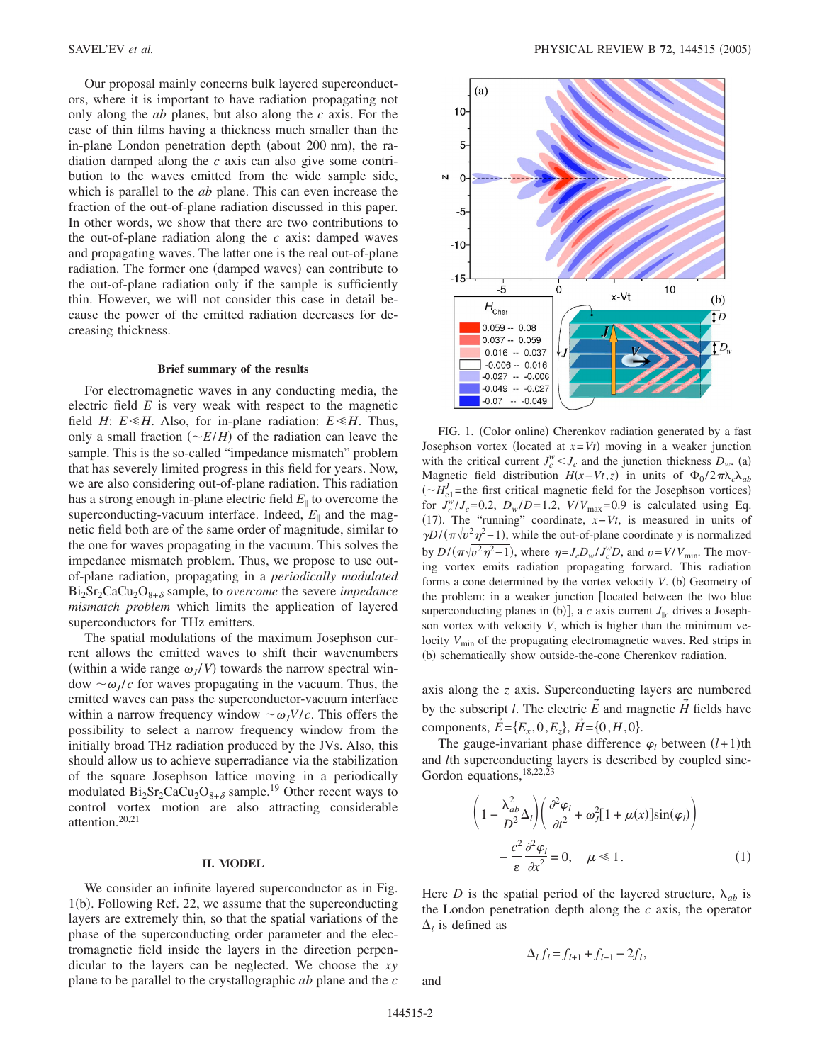Our proposal mainly concerns bulk layered superconductors, where it is important to have radiation propagating not only along the *ab* planes, but also along the *c* axis. For the case of thin films having a thickness much smaller than the in-plane London penetration depth (about 200 nm), the radiation damped along the *c* axis can also give some contribution to the waves emitted from the wide sample side, which is parallel to the *ab* plane. This can even increase the fraction of the out-of-plane radiation discussed in this paper. In other words, we show that there are two contributions to the out-of-plane radiation along the *c* axis: damped waves and propagating waves. The latter one is the real out-of-plane radiation. The former one (damped waves) can contribute to the out-of-plane radiation only if the sample is sufficiently thin. However, we will not consider this case in detail because the power of the emitted radiation decreases for decreasing thickness.

### Brief summary of the results

For electromagnetic waves in any conducting media, the electric field $E$ is very weak with respect to the magnetic field $H$: $E \ll H$. Also, for in-plane radiation: $E \ll H$. Thus, only a small fraction ($\sim E/H$) of the radiation can leave the sample. This is the so-called "impedance mismatch" problem that has severely limited progress in this field for years. Now, we are also considering out-of-plane radiation. This radiation has a strong enough in-plane electric field $E_{\parallel}$ to overcome the superconducting-vacuum interface. Indeed, $E_{\parallel}$ and the magnetic field both are of the same order of magnitude, similar to the one for waves propagating in the vacuum. This solves the impedance mismatch problem. Thus, we propose to use out-of-plane radiation, propagating in a *periodically modulated* $Bi_2Sr_2CaCu_2O_{8+\delta}$ sample, to *overcome* the severe *impedance mismatch problem* which limits the application of layered superconductors for THz emitters.

The spatial modulations of the maximum Josephson current allows the emitted waves to shift their wavenumbers (within a wide range $\omega_J/V$) towards the narrow spectral window $\sim\omega_J/c$ for waves propagating in the vacuum. Thus, the emitted waves can pass the superconductor-vacuum interface within a narrow frequency window $\sim\omega_J V/c$. This offers the possibility to select a narrow frequency window from the initially broad THz radiation produced by the JVs. Also, this should allow us to achieve superradiance via the stabilization of the square Josephson lattice moving in a periodically modulated $Bi_2Sr_2CaCu_2O_{8+\delta}$ sample.[19] Other recent ways to control vortex motion are also attracting considerable attention.[20,21]

## II. MODEL

We consider an infinite layered superconductor as in Fig. 1(b). Following Ref. 22, we assume that the superconducting layers are extremely thin, so that the spatial variations of the phase of the superconducting order parameter and the electromagnetic field inside the layers in the direction perpendicular to the layers can be neglected. We choose the *xy* plane to be parallel to the crystallographic *ab* plane and the *c* axis along the *z* axis. Superconducting layers are numbered by the subscript $l$. The electric $\vec{E}$ and magnetic $\vec{H}$ fields have components, $\vec{E}=\{E_x,0,E_z\}$, $\vec{H}=\{0,H,0\}$.

FIG. 1. (Color online) Cherenkov radiation generated by a fast Josephson vortex (located at $x=Vt$) moving in a weaker junction with the critical current $J_c^w < J_c$ and the junction thickness $D_w$. (a) Magnetic field distribution $H(x-Vt,z)$ in units of $\Phi_0/2\pi\lambda_c\lambda_{ab}$ ($\sim H_{c1}^J$=the first critical magnetic field for the Josephson vortices) for $J_c^w/J_c=0.2$, $D_w/D=1.2$, $V/V_{\max}=0.9$ is calculated using Eq. (17). The "running" coordinate, $x-Vt$, is measured in units of $\gamma D/(\pi\sqrt{v^2\eta^2-1})$, while the out-of-plane coordinate $y$ is normalized by $D/(\pi\sqrt{v^2\eta^2-1})$, where $\eta=J_cD_w/J_c^wD$, and $v=V/V_{\min}$. The moving vortex emits radiation propagating forward. This radiation forms a cone determined by the vortex velocity $V$. (b) Geometry of the problem: in a weaker junction [located between the two blue superconducting planes in (b)], a $c$ axis current $J_{\parallel c}$ drives a Josephson vortex with velocity $V$, which is higher than the minimum velocity $V_{\min}$ of the propagating electromagnetic waves. Red strips in (b) schematically show outside-the-cone Cherenkov radiation.

The gauge-invariant phase difference $\varphi_l$ between $(l+1)$th and $l$th superconducting layers is described by coupled sine-Gordon equations,[18,22,23]

$$\left(1-\frac{\lambda_{ab}^2}{D^2}\Delta_l\right)\left(\frac{\partial^2\varphi_l}{\partial t^2}+\omega_J^2[1+\mu(x)]\sin(\varphi_l)\right) - \frac{c^2}{\varepsilon}\frac{\partial^2\varphi_l}{\partial x^2}=0, \quad \mu \ll 1. \tag{1}$$

Here $D$ is the spatial period of the layered structure, $\lambda_{ab}$ is the London penetration depth along the $c$ axis, the operator $\Delta_l$ is defined as

$$\Delta_l f_l = f_{l+1}+f_{l-1}-2f_l,$$

and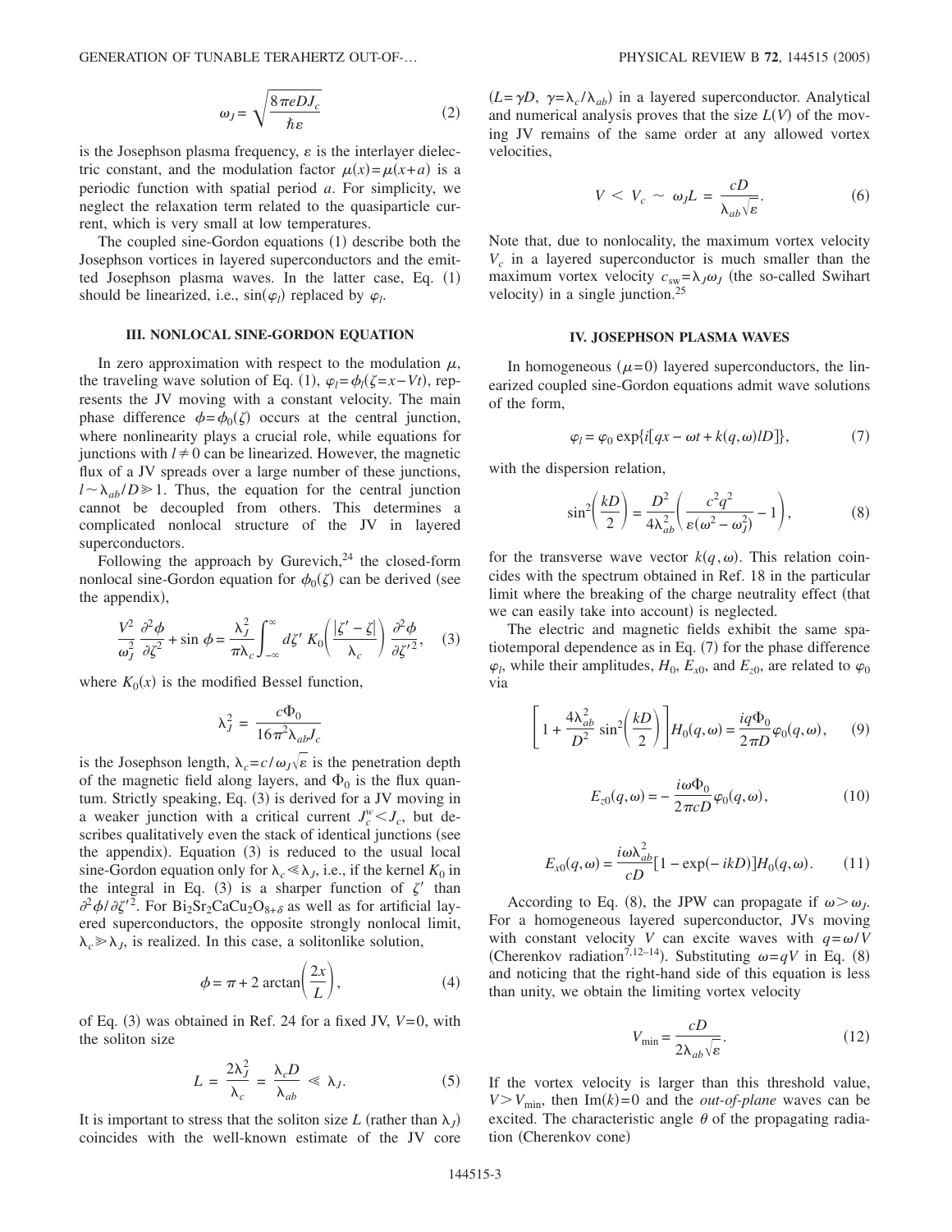$$\omega_J = \sqrt{\frac{8\pi e D J_c}{\hbar \varepsilon}} \tag{2}$$

is the Josephson plasma frequency, $\varepsilon$ is the interlayer dielectric constant, and the modulation factor $\mu(x)=\mu(x+a)$ is a periodic function with spatial period $a$. For simplicity, we neglect the relaxation term related to the quasiparticle current, which is very small at low temperatures.

The coupled sine-Gordon equations (1) describe both the Josephson vortices in layered superconductors and the emitted Josephson plasma waves. In the latter case, Eq. (1) should be linearized, i.e., $\sin(\varphi_l)$ replaced by $\varphi_l$.

### III. NONLOCAL SINE-GORDON EQUATION

In zero approximation with respect to the modulation $\mu$, the traveling wave solution of Eq. (1), $\varphi_l = \phi_l(\zeta = x - Vt)$, represents the JV moving with a constant velocity. The main phase difference $\phi = \phi_0(\zeta)$ occurs at the central junction, where nonlinearity plays a crucial role, while equations for junctions with $l \neq 0$ can be linearized. However, the magnetic flux of a JV spreads over a large number of these junctions, $l \sim \lambda_{ab}/D \gg 1$. Thus, the equation for the central junction cannot be decoupled from others. This determines a complicated nonlocal structure of the JV in layered superconductors.

Following the approach by Gurevich,[24] the closed-form nonlocal sine-Gordon equation for $\phi_0(\zeta)$ can be derived (see the appendix),

$$\frac{V^2}{\omega_J^2}\frac{\partial^2 \phi}{\partial \zeta^2} + \sin\phi = \frac{\lambda_J^2}{\pi\lambda_c}\int_{-\infty}^{\infty} d\zeta' \, K_0\!\left(\frac{|\zeta' - \zeta|}{\lambda_c}\right)\frac{\partial^2 \phi}{\partial \zeta'^2}, \tag{3}$$

where $K_0(x)$ is the modified Bessel function,

$$\lambda_J^2 = \frac{c\Phi_0}{16\pi^2 \lambda_{ab} J_c}$$

is the Josephson length, $\lambda_c = c/\omega_J\sqrt{\varepsilon}$ is the penetration depth of the magnetic field along layers, and $\Phi_0$ is the flux quantum. Strictly speaking, Eq. (3) is derived for a JV moving in a weaker junction with a critical current $J_c^w < J_c$, but describes qualitatively even the stack of identical junctions (see the appendix). Equation (3) is reduced to the usual local sine-Gordon equation only for $\lambda_c \ll \lambda_J$, i.e., if the kernel $K_0$ in the integral in Eq. (3) is a sharper function of $\zeta'$ than $\partial^2\phi/\partial\zeta'^2$. For $Bi_2Sr_2CaCu_2O_{8+\delta}$ as well as for artificial layered superconductors, the opposite strongly nonlocal limit, $\lambda_c \gg \lambda_J$, is realized. In this case, a solitonlike solution,

$$\phi = \pi + 2\arctan\!\left(\frac{2x}{L}\right), \tag{4}$$

of Eq. (3) was obtained in Ref. 24 for a fixed JV, $V=0$, with the soliton size

$$L = \frac{2\lambda_J^2}{\lambda_c} = \frac{\lambda_c D}{\lambda_{ab}} \ll \lambda_J. \tag{5}$$

It is important to stress that the soliton size $L$ (rather than $\lambda_J$) coincides with the well-known estimate of the JV core ($L = \gamma D$, $\gamma = \lambda_c/\lambda_{ab}$) in a layered superconductor. Analytical and numerical analysis proves that the size $L(V)$ of the moving JV remains of the same order at any allowed vortex velocities,

$$V < V_c \sim \omega_J L = \frac{cD}{\lambda_{ab}\sqrt{\varepsilon}}. \tag{6}$$

Note that, due to nonlocality, the maximum vortex velocity $V_c$ in a layered superconductor is much smaller than the maximum vortex velocity $c_{sw} = \lambda_J \omega_J$ (the so-called Swihart velocity) in a single junction.[25]

### IV. JOSEPHSON PLASMA WAVES

In homogeneous ($\mu = 0$) layered superconductors, the linearized coupled sine-Gordon equations admit wave solutions of the form,

$$\varphi_l = \varphi_0 \exp\{i[qx - \omega t + k(q,\omega) lD]\}, \tag{7}$$

with the dispersion relation,

$$\sin^2\!\left(\frac{kD}{2}\right) = \frac{D^2}{4\lambda_{ab}^2}\left(\frac{c^2 q^2}{\varepsilon(\omega^2 - \omega_J^2)} - 1\right), \tag{8}$$

for the transverse wave vector $k(q,\omega)$. This relation coincides with the spectrum obtained in Ref. 18 in the particular limit where the breaking of the charge neutrality effect (that we can easily take into account) is neglected.

The electric and magnetic fields exhibit the same spatiotemporal dependence as in Eq. (7) for the phase difference $\varphi_l$, while their amplitudes, $H_0$, $E_{x0}$, and $E_{z0}$, are related to $\varphi_0$ via

$$\left[1 + \frac{4\lambda_{ab}^2}{D^2}\sin^2\!\left(\frac{kD}{2}\right)\right] H_0(q,\omega) = \frac{iq\Phi_0}{2\pi D}\varphi_0(q,\omega), \tag{9}$$

$$E_{z0}(q,\omega) = -\frac{i\omega\Phi_0}{2\pi c D}\varphi_0(q,\omega), \tag{10}$$

$$E_{x0}(q,\omega) = \frac{i\omega\lambda_{ab}^2}{cD}[1 - \exp(-ikD)] H_0(q,\omega). \tag{11}$$

According to Eq. (8), the JPW can propagate if $\omega > \omega_J$. For a homogeneous layered superconductor, JVs moving with constant velocity $V$ can excite waves with $q = \omega/V$ (Cherenkov radiation[7,12–14]). Substituting $\omega = qV$ in Eq. (8) and noticing that the right-hand side of this equation is less than unity, we obtain the limiting vortex velocity

$$V_{\min} = \frac{cD}{2\lambda_{ab}\sqrt{\varepsilon}}. \tag{12}$$

If the vortex velocity is larger than this threshold value, $V > V_{\min}$, then $\mathrm{Im}(k) = 0$ and the *out-of-plane* waves can be excited. The characteristic angle $\theta$ of the propagating radiation (Cherenkov cone)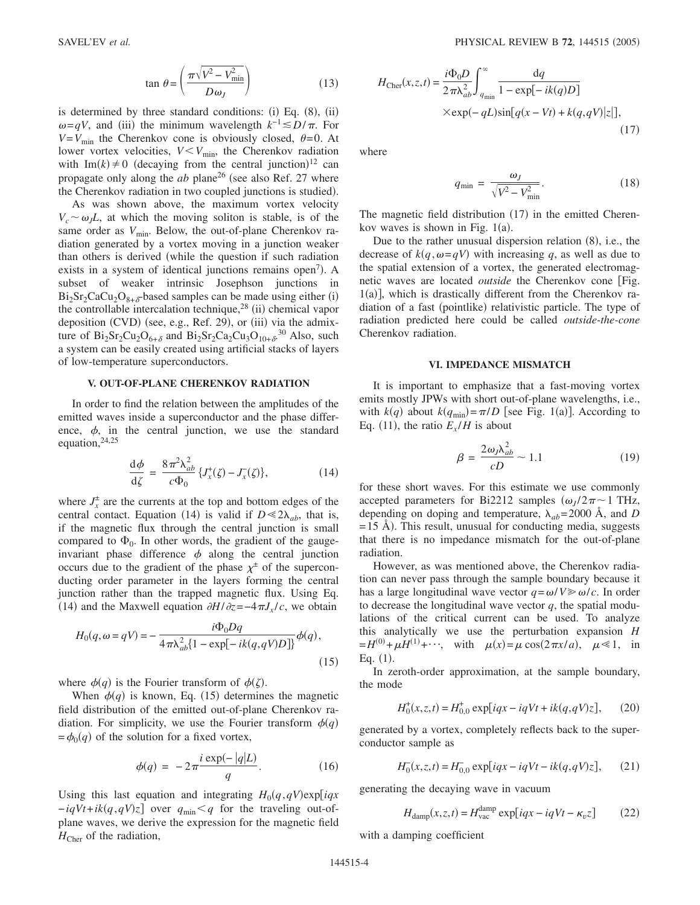$$\tan\theta = \left(\frac{\pi\sqrt{V^2 - V_{\min}^2}}{D\omega_J}\right) \tag{13}$$

is determined by three standard conditions: (i) Eq. (8), (ii) $\omega = qV$, and (iii) the minimum wavelength $k^{-1} \lesssim D/\pi$. For $V = V_{\min}$ the Cherenkov cone is obviously closed, $\theta = 0$. At lower vortex velocities, $V < V_{\min}$, the Cherenkov radiation with $\mathrm{Im}(k) \neq 0$ (decaying from the central junction)[12] can propagate only along the *ab* plane[26] (see also Ref. 27 where the Cherenkov radiation in two coupled junctions is studied).

As was shown above, the maximum vortex velocity $V_c \sim \omega_J L$, at which the moving soliton is stable, is of the same order as $V_{\min}$. Below, the out-of-plane Cherenkov radiation generated by a vortex moving in a junction weaker than others is derived (while the question if such radiation exists in a system of identical junctions remains open[7]). A subset of weaker intrinsic Josephson junctions in $Bi_2Sr_2CaCu_2O_{8+\delta}$-based samples can be made using either (i) the controllable intercalation technique,[28] (ii) chemical vapor deposition (CVD) (see, e.g., Ref. 29), or (iii) via the admixture of $Bi_2Sr_2Cu_2O_{6+\delta}$ and $Bi_2Sr_2Ca_2Cu_3O_{10+\delta}$.[30] Also, such a system can be easily created using artificial stacks of layers of low-temperature superconductors.

## V. OUT-OF-PLANE CHERENKOV RADIATION

In order to find the relation between the amplitudes of the emitted waves inside a superconductor and the phase difference, $\phi$, in the central junction, we use the standard equation,[24,25]

$$\frac{d\phi}{d\zeta} = \frac{8\pi^2\lambda_{ab}^2}{c\Phi_0}\{J_x^+(\zeta) - J_x^-(\zeta)\}, \tag{14}$$

where $J_x^{\pm}$ are the currents at the top and bottom edges of the central contact. Equation (14) is valid if $D \ll 2\lambda_{ab}$, that is, if the magnetic flux through the central junction is small compared to $\Phi_0$. In other words, the gradient of the gauge-invariant phase difference $\phi$ along the central junction occurs due to the gradient of the phase $\chi^{\pm}$ of the superconducting order parameter in the layers forming the central junction rather than the trapped magnetic flux. Using Eq. (14) and the Maxwell equation $\partial H/\partial z = -4\pi J_x/c$, we obtain

$$H_0(q, \omega = qV) = -\frac{i\Phi_0 D q}{4\pi\lambda_{ab}^2\{1 - \exp[-ik(q,qV)D]\}}\phi(q), \tag{15}$$

where $\phi(q)$ is the Fourier transform of $\phi(\zeta)$.

When $\phi(q)$ is known, Eq. (15) determines the magnetic field distribution of the emitted out-of-plane Cherenkov radiation. For simplicity, we use the Fourier transform $\phi(q) = \phi_0(q)$ of the solution for a fixed vortex,

$$\phi(q) = -2\pi\frac{i\exp(-|q|L)}{q}. \tag{16}$$

Using this last equation and integrating $H_0(q,qV)\exp[iqx - iqVt + ik(q,qV)z]$ over $q_{\min} < q$ for the traveling out-of-plane waves, we derive the expression for the magnetic field $H_{\mathrm{Cher}}$ of the radiation,

$$H_{\mathrm{Cher}}(x,z,t) = \frac{i\Phi_0 D}{2\pi\lambda_{ab}^2}\int_{q_{\min}}^{\infty}\frac{dq}{1 - \exp[-ik(q)D]} \times \exp(-qL)\sin[q(x - Vt) + k(q,qV)|z|], \tag{17}$$

where

$$q_{\min} = \frac{\omega_J}{\sqrt{V^2 - V_{\min}^2}}. \tag{18}$$

The magnetic field distribution (17) in the emitted Cherenkov waves is shown in Fig. 1(a).

Due to the rather unusual dispersion relation (8), i.e., the decrease of $k(q, \omega = qV)$ with increasing $q$, as well as due to the spatial extension of a vortex, the generated electromagnetic waves are located *outside* the Cherenkov cone [Fig. 1(a)], which is drastically different from the Cherenkov radiation of a fast (pointlike) relativistic particle. The type of radiation predicted here could be called *outside-the-cone* Cherenkov radiation.

## VI. IMPEDANCE MISMATCH

It is important to emphasize that a fast-moving vortex emits mostly JPWs with short out-of-plane wavelengths, i.e., with $k(q)$ about $k(q_{\min}) = \pi/D$ [see Fig. 1(a)]. According to Eq. (11), the ratio $E_x/H$ is about

$$\beta = \frac{2\omega_J\lambda_{ab}^2}{cD} \sim 1.1 \tag{19}$$

for these short waves. For this estimate we use commonly accepted parameters for Bi2212 samples ($\omega_J/2\pi \sim 1$ THz, depending on doping and temperature, $\lambda_{ab} = 2000$ Å, and $D = 15$ Å). This result, unusual for conducting media, suggests that there is no impedance mismatch for the out-of-plane radiation.

However, as was mentioned above, the Cherenkov radiation can never pass through the sample boundary because it has a large longitudinal wave vector $q = \omega/V \gg \omega/c$. In order to decrease the longitudinal wave vector $q$, the spatial modulations of the critical current can be used. To analyze this analytically we use the perturbation expansion $H = H^{(0)} + \mu H^{(1)} + \cdots$, with $\mu(x) = \mu\cos(2\pi x/a)$, $\mu \ll 1$, in Eq. (1).

In zeroth-order approximation, at the sample boundary, the mode

$$H_0^+(x,z,t) = H_{0,0}^+\exp[iqx - iqVt + ik(q,qV)z], \tag{20}$$

generated by a vortex, completely reflects back to the superconductor sample as

$$H_0^-(x,z,t) = H_{0,0}^-\exp[iqx - iqVt - ik(q,qV)z], \tag{21}$$

generating the decaying wave in vacuum

$$H_{\mathrm{damp}}(x,z,t) = H_{\mathrm{vac}}^{\mathrm{damp}}\exp[iqx - iqVt - \kappa_v z] \tag{22}$$

with a damping coefficient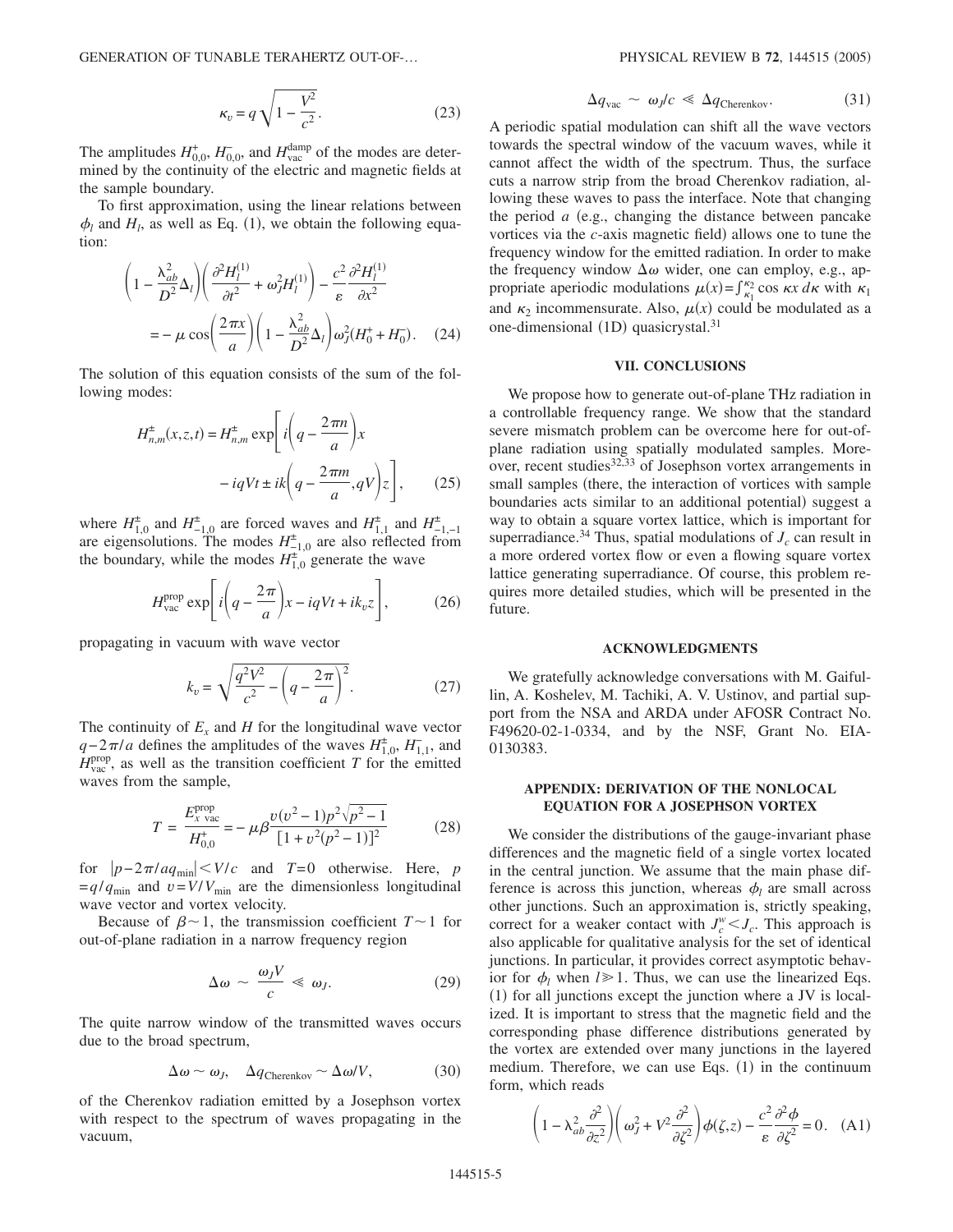$$\kappa_v = q\sqrt{1 - \frac{V^2}{c^2}}. \tag{23}$$

The amplitudes $H_{0,0}^{+}$, $H_{0,0}^{-}$, and $H_{\text{vac}}^{\text{damp}}$ of the modes are determined by the continuity of the electric and magnetic fields at the sample boundary.

To first approximation, using the linear relations between $\phi_l$ and $H_l$, as well as Eq. (1), we obtain the following equation:

$$\left(1 - \frac{\lambda_{ab}^2}{D^2}\Delta_l\right)\left(\frac{\partial^2 H_l^{(1)}}{\partial t^2} + \omega_J^2 H_l^{(1)}\right) - \frac{c^2}{\varepsilon}\frac{\partial^2 H_l^{(1)}}{\partial x^2} = -\mu \cos\left(\frac{2\pi x}{a}\right)\left(1 - \frac{\lambda_{ab}^2}{D^2}\Delta_l\right)\omega_J^2 (H_0^{+} + H_0^{-}). \tag{24}$$

The solution of this equation consists of the sum of the following modes:

$$H_{n,m}^{\pm}(x,z,t) = H_{n,m}^{\pm}\exp\left[i\left(q - \frac{2\pi n}{a}\right)x - iqVt \pm ik\left(q - \frac{2\pi m}{a}, qV\right)z\right], \tag{25}$$

where $H_{1,0}^{\pm}$ and $H_{-1,0}^{\pm}$ are forced waves and $H_{1,1}^{\pm}$ and $H_{-1,-1}^{\pm}$ are eigensolutions. The modes $H_{-1,0}^{\pm}$ are also reflected from the boundary, while the modes $H_{1,0}^{\pm}$ generate the wave

$$H_{\text{vac}}^{\text{prop}}\exp\left[i\left(q - \frac{2\pi}{a}\right)x - iqVt + ik_v z\right], \tag{26}$$

propagating in vacuum with wave vector

$$k_v = \sqrt{\frac{q^2V^2}{c^2} - \left(q - \frac{2\pi}{a}\right)^2}. \tag{27}$$

The continuity of $E_x$ and $H$ for the longitudinal wave vector $q - 2\pi/a$ defines the amplitudes of the waves $H_{1,0}^{\pm}$, $H_{1,1}^{-}$, and $H_{\text{vac}}^{\text{prop}}$, as well as the transition coefficient $T$ for the emitted waves from the sample,

$$T = \frac{E_{x\ \text{vac}}^{\text{prop}}}{H_{0,0}^{+}} = -\mu\beta\frac{v(v^2-1)p^2\sqrt{p^2-1}}{[1 + v^2(p^2-1)]^2} \tag{28}$$

for $|p - 2\pi/aq_{\min}| < V/c$ and $T=0$ otherwise. Here, $p = q/q_{\min}$ and $v = V/V_{\min}$ are the dimensionless longitudinal wave vector and vortex velocity.

Because of $\beta \sim 1$, the transmission coefficient $T \sim 1$ for out-of-plane radiation in a narrow frequency region

$$\Delta\omega \sim \frac{\omega_J V}{c} \ll \omega_J. \tag{29}$$

The quite narrow window of the transmitted waves occurs due to the broad spectrum,

$$\Delta\omega \sim \omega_J, \quad \Delta q_{\text{Cherenkov}} \sim \Delta\omega/V, \tag{30}$$

of the Cherenkov radiation emitted by a Josephson vortex with respect to the spectrum of waves propagating in the vacuum,

$$\Delta q_{\text{vac}} \sim \omega_J/c \ll \Delta q_{\text{Cherenkov}}. \tag{31}$$

A periodic spatial modulation can shift all the wave vectors towards the spectral window of the vacuum waves, while it cannot affect the width of the spectrum. Thus, the surface cuts a narrow strip from the broad Cherenkov radiation, allowing these waves to pass the interface. Note that changing the period $a$ (e.g., changing the distance between pancake vortices via the $c$-axis magnetic field) allows one to tune the frequency window for the emitted radiation. In order to make the frequency window $\Delta\omega$ wider, one can employ, e.g., appropriate aperiodic modulations $\mu(x) = \int_{\kappa_1}^{\kappa_2}\cos\kappa x\, d\kappa$ with $\kappa_1$ and $\kappa_2$ incommensurate. Also, $\mu(x)$ could be modulated as a one-dimensional (1D) quasicrystal.[31]

## VII. CONCLUSIONS

We propose how to generate out-of-plane THz radiation in a controllable frequency range. We show that the standard severe mismatch problem can be overcome here for out-of-plane radiation using spatially modulated samples. Moreover, recent studies[32,33] of Josephson vortex arrangements in small samples (there, the interaction of vortices with sample boundaries acts similar to an additional potential) suggest a way to obtain a square vortex lattice, which is important for superradiance.[34] Thus, spatial modulations of $J_c$ can result in a more ordered vortex flow or even a flowing square vortex lattice generating superradiance. Of course, this problem requires more detailed studies, which will be presented in the future.

## ACKNOWLEDGMENTS

We gratefully acknowledge conversations with M. Gaifullin, A. Koshelev, M. Tachiki, A. V. Ustinov, and partial support from the NSA and ARDA under AFOSR Contract No. F49620-02-1-0334, and by the NSF, Grant No. EIA-0130383.

## APPENDIX: DERIVATION OF THE NONLOCAL EQUATION FOR A JOSEPHSON VORTEX

We consider the distributions of the gauge-invariant phase differences and the magnetic field of a single vortex located in the central junction. We assume that the main phase difference is across this junction, whereas $\phi_l$ are small across other junctions. Such an approximation is, strictly speaking, correct for a weaker contact with $J_c^w < J_c$. This approach is also applicable for qualitative analysis for the set of identical junctions. In particular, it provides correct asymptotic behavior for $\phi_l$ when $l \gg 1$. Thus, we can use the linearized Eqs. (1) for all junctions except the junction where a JV is localized. It is important to stress that the magnetic field and the corresponding phase difference distributions generated by the vortex are extended over many junctions in the layered medium. Therefore, we can use Eqs. (1) in the continuum form, which reads

$$\left(1 - \lambda_{ab}^2\frac{\partial^2}{\partial z^2}\right)\left(\omega_J^2 + V^2\frac{\partial^2}{\partial \zeta^2}\right)\phi(\zeta,z) - \frac{c^2}{\varepsilon}\frac{\partial^2\phi}{\partial \zeta^2} = 0. \tag{A1}$$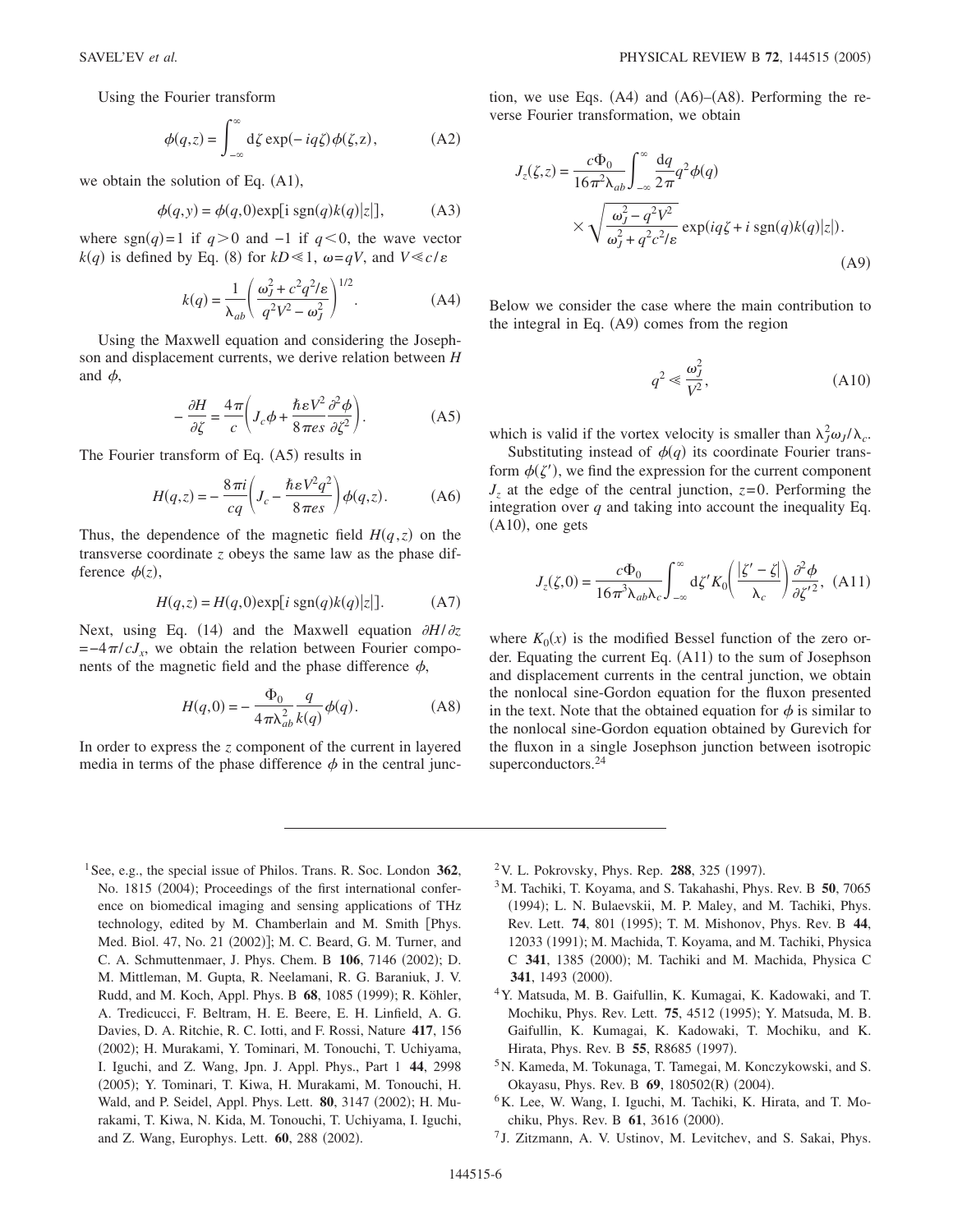Using the Fourier transform

$$\phi(q,z) = \int_{-\infty}^{\infty} d\zeta \exp(-iq\zeta)\phi(\zeta,z), \tag{A2}$$

we obtain the solution of Eq. (A1),

$$\phi(q,y) = \phi(q,0)\exp[i \, \mathrm{sgn}(q)k(q)|z|], \tag{A3}$$

where $\mathrm{sgn}(q)=1$ if $q>0$ and $-1$ if $q<0$, the wave vector $k(q)$ is defined by Eq. (8) for $kD \ll 1$, $\omega = qV$, and $V \ll c/\varepsilon$

$$k(q) = \frac{1}{\lambda_{ab}}\left(\frac{\omega_J^2 + c^2q^2/\varepsilon}{q^2V^2 - \omega_J^2}\right)^{1/2}. \tag{A4}$$

Using the Maxwell equation and considering the Josephson and displacement currents, we derive relation between $H$ and $\phi$,

$$-\frac{\partial H}{\partial \zeta} = \frac{4\pi}{c}\left(J_c\phi + \frac{\hbar\varepsilon V^2}{8\pi es}\frac{\partial^2\phi}{\partial\zeta^2}\right). \tag{A5}$$

The Fourier transform of Eq. (A5) results in

$$H(q,z) = -\frac{8\pi i}{cq}\left(J_c - \frac{\hbar\varepsilon V^2 q^2}{8\pi es}\right)\phi(q,z). \tag{A6}$$

Thus, the dependence of the magnetic field $H(q,z)$ on the transverse coordinate $z$ obeys the same law as the phase difference $\phi(z)$,

$$H(q,z) = H(q,0)\exp[i \, \mathrm{sgn}(q)k(q)|z|]. \tag{A7}$$

Next, using Eq. (14) and the Maxwell equation $\partial H/\partial z = -4\pi/cJ_x$, we obtain the relation between Fourier components of the magnetic field and the phase difference $\phi$,

$$H(q,0) = -\frac{\Phi_0}{4\pi\lambda_{ab}^2}\frac{q}{k(q)}\phi(q). \tag{A8}$$

In order to express the $z$ component of the current in layered media in terms of the phase difference $\phi$ in the central junction, we use Eqs. (A4) and (A6)–(A8). Performing the reverse Fourier transformation, we obtain

$$J_z(\zeta,z) = \frac{c\Phi_0}{16\pi^2\lambda_{ab}}\int_{-\infty}^{\infty}\frac{dq}{2\pi}q^2\phi(q) \times \sqrt{\frac{\omega_J^2 - q^2V^2}{\omega_J^2 + q^2c^2/\varepsilon}}\exp(iq\zeta + i\,\mathrm{sgn}(q)k(q)|z|). \tag{A9}$$

Below we consider the case where the main contribution to the integral in Eq. (A9) comes from the region

$$q^2 \ll \frac{\omega_J^2}{V^2}, \tag{A10}$$

which is valid if the vortex velocity is smaller than $\lambda_J^2\omega_J/\lambda_c$.

Substituting instead of $\phi(q)$ its coordinate Fourier transform $\phi(\zeta')$, we find the expression for the current component $J_z$ at the edge of the central junction, $z=0$. Performing the integration over $q$ and taking into account the inequality Eq. (A10), one gets

$$J_z(\zeta,0) = \frac{c\Phi_0}{16\pi^3\lambda_{ab}\lambda_c}\int_{-\infty}^{\infty}d\zeta' K_0\left(\frac{|\zeta'-\zeta|}{\lambda_c}\right)\frac{\partial^2\phi}{\partial\zeta'^2}, \tag{A11}$$

where $K_0(x)$ is the modified Bessel function of the zero order. Equating the current Eq. (A11) to the sum of Josephson and displacement currents in the central junction, we obtain the nonlocal sine-Gordon equation for the fluxon presented in the text. Note that the obtained equation for $\phi$ is similar to the nonlocal sine-Gordon equation obtained by Gurevich for the fluxon in a single Josephson junction between isotropic superconductors.[24]

---

[1] See, e.g., the special issue of Philos. Trans. R. Soc. London **362**, No. 1815 (2004); Proceedings of the first international conference on biomedical imaging and sensing applications of THz technology, edited by M. Chamberlain and M. Smith [Phys. Med. Biol. 47, No. 21 (2002)]; M. C. Beard, G. M. Turner, and C. A. Schmuttenmaer, J. Phys. Chem. B **106**, 7146 (2002); D. M. Mittleman, M. Gupta, R. Neelamani, R. G. Baraniuk, J. V. Rudd, and M. Koch, Appl. Phys. B **68**, 1085 (1999); R. Köhler, A. Tredicucci, F. Beltram, H. E. Beere, E. H. Linfield, A. G. Davies, D. A. Ritchie, R. C. Iotti, and F. Rossi, Nature **417**, 156 (2002); H. Murakami, Y. Tominari, M. Tonouchi, T. Uchiyama, I. Iguchi, and Z. Wang, Jpn. J. Appl. Phys., Part 1 **44**, 2998 (2005); Y. Tominari, T. Kiwa, H. Murakami, M. Tonouchi, H. Wald, and P. Seidel, Appl. Phys. Lett. **80**, 3147 (2002); H. Murakami, T. Kiwa, N. Kida, M. Tonouchi, T. Uchiyama, I. Iguchi, and Z. Wang, Europhys. Lett. **60**, 288 (2002).

[2] V. L. Pokrovsky, Phys. Rep. **288**, 325 (1997).

[3] M. Tachiki, T. Koyama, and S. Takahashi, Phys. Rev. B **50**, 7065 (1994); L. N. Bulaevskii, M. P. Maley, and M. Tachiki, Phys. Rev. Lett. **74**, 801 (1995); T. M. Mishonov, Phys. Rev. B **44**, 12033 (1991); M. Machida, T. Koyama, and M. Tachiki, Physica C **341**, 1385 (2000); M. Tachiki and M. Machida, Physica C **341**, 1493 (2000).

[4] Y. Matsuda, M. B. Gaifullin, K. Kumagai, K. Kadowaki, and T. Mochiku, Phys. Rev. Lett. **75**, 4512 (1995); Y. Matsuda, M. B. Gaifullin, K. Kumagai, K. Kadowaki, T. Mochiku, and K. Hirata, Phys. Rev. B **55**, R8685 (1997).

[5] N. Kameda, M. Tokunaga, T. Tamegai, M. Konczykowski, and S. Okayasu, Phys. Rev. B **69**, 180502(R) (2004).

[6] K. Lee, W. Wang, I. Iguchi, M. Tachiki, K. Hirata, and T. Mochiku, Phys. Rev. B **61**, 3616 (2000).

[7] J. Zitzmann, A. V. Ustinov, M. Levitchev, and S. Sakai, Phys.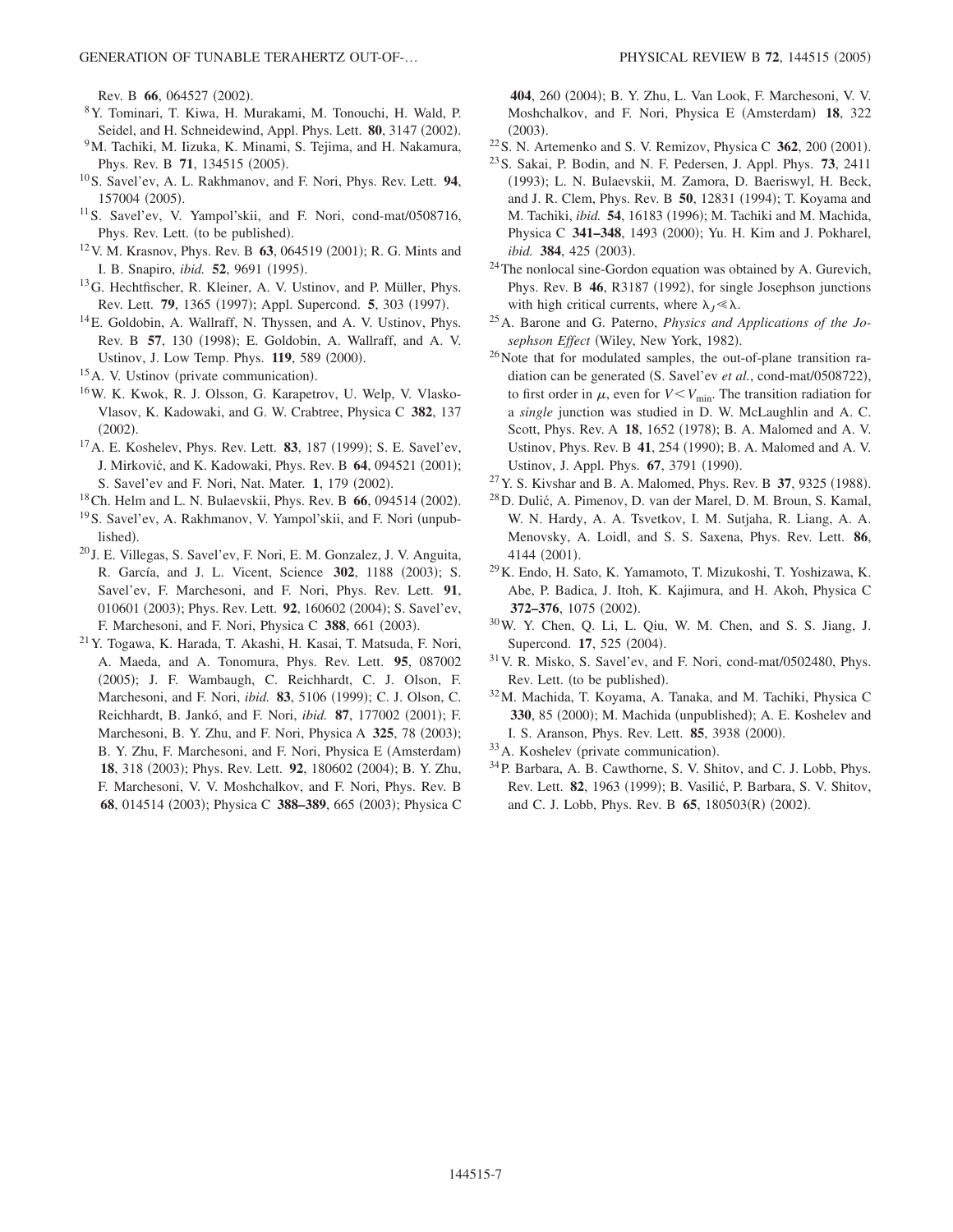Rev. B **66**, 064527 (2002).

[8] Y. Tominari, T. Kiwa, H. Murakami, M. Tonouchi, H. Wald, P. Seidel, and H. Schneidewind, Appl. Phys. Lett. **80**, 3147 (2002).

[9] M. Tachiki, M. Iizuka, K. Minami, S. Tejima, and H. Nakamura, Phys. Rev. B **71**, 134515 (2005).

[10] S. Savel'ev, A. L. Rakhmanov, and F. Nori, Phys. Rev. Lett. **94**, 157004 (2005).

[11] S. Savel'ev, V. Yampol'skii, and F. Nori, cond-mat/0508716, Phys. Rev. Lett. (to be published).

[12] V. M. Krasnov, Phys. Rev. B **63**, 064519 (2001); R. G. Mints and I. B. Snapiro, *ibid.* **52**, 9691 (1995).

[13] G. Hechtfischer, R. Kleiner, A. V. Ustinov, and P. Müller, Phys. Rev. Lett. **79**, 1365 (1997); Appl. Supercond. **5**, 303 (1997).

[14] E. Goldobin, A. Wallraff, N. Thyssen, and A. V. Ustinov, Phys. Rev. B **57**, 130 (1998); E. Goldobin, A. Wallraff, and A. V. Ustinov, J. Low Temp. Phys. **119**, 589 (2000).

[15] A. V. Ustinov (private communication).

[16] W. K. Kwok, R. J. Olsson, G. Karapetrov, U. Welp, V. Vlasko-Vlasov, K. Kadowaki, and G. W. Crabtree, Physica C **382**, 137 (2002).

[17] A. E. Koshelev, Phys. Rev. Lett. **83**, 187 (1999); S. E. Savel'ev, J. Mirković, and K. Kadowaki, Phys. Rev. B **64**, 094521 (2001); S. Savel'ev and F. Nori, Nat. Mater. **1**, 179 (2002).

[18] Ch. Helm and L. N. Bulaevskii, Phys. Rev. B **66**, 094514 (2002).

[19] S. Savel'ev, A. Rakhmanov, V. Yampol'skii, and F. Nori (unpublished).

[20] J. E. Villegas, S. Savel'ev, F. Nori, E. M. Gonzalez, J. V. Anguita, R. García, and J. L. Vicent, Science **302**, 1188 (2003); S. Savel'ev, F. Marchesoni, and F. Nori, Phys. Rev. Lett. **91**, 010601 (2003); Phys. Rev. Lett. **92**, 160602 (2004); S. Savel'ev, F. Marchesoni, and F. Nori, Physica C **388**, 661 (2003).

[21] Y. Togawa, K. Harada, T. Akashi, H. Kasai, T. Matsuda, F. Nori, A. Maeda, and A. Tonomura, Phys. Rev. Lett. **95**, 087002 (2005); J. F. Wambaugh, C. Reichhardt, C. J. Olson, F. Marchesoni, and F. Nori, *ibid.* **83**, 5106 (1999); C. J. Olson, C. Reichhardt, B. Jankó, and F. Nori, *ibid.* **87**, 177002 (2001); F. Marchesoni, B. Y. Zhu, and F. Nori, Physica A **325**, 78 (2003); B. Y. Zhu, F. Marchesoni, and F. Nori, Physica E (Amsterdam) **18**, 318 (2003); Phys. Rev. Lett. **92**, 180602 (2004); B. Y. Zhu, F. Marchesoni, V. V. Moshchalkov, and F. Nori, Phys. Rev. B **68**, 014514 (2003); Physica C **388–389**, 665 (2003); Physica C **404**, 260 (2004); B. Y. Zhu, L. Van Look, F. Marchesoni, V. V. Moshchalkov, and F. Nori, Physica E (Amsterdam) **18**, 322 (2003).

[22] S. N. Artemenko and S. V. Remizov, Physica C **362**, 200 (2001).

[23] S. Sakai, P. Bodin, and N. F. Pedersen, J. Appl. Phys. **73**, 2411 (1993); L. N. Bulaevskii, M. Zamora, D. Baeriswyl, H. Beck, and J. R. Clem, Phys. Rev. B **50**, 12831 (1994); T. Koyama and M. Tachiki, *ibid.* **54**, 16183 (1996); M. Tachiki and M. Machida, Physica C **341–348**, 1493 (2000); Yu. H. Kim and J. Pokharel, *ibid.* **384**, 425 (2003).

[24] The nonlocal sine-Gordon equation was obtained by A. Gurevich, Phys. Rev. B **46**, R3187 (1992), for single Josephson junctions with high critical currents, where $\lambda_J \ll \lambda$.

[25] A. Barone and G. Paterno, *Physics and Applications of the Josephson Effect* (Wiley, New York, 1982).

[26] Note that for modulated samples, the out-of-plane transition radiation can be generated (S. Savel'ev *et al.*, cond-mat/0508722), to first order in $\mu$, even for $V < V_{\min}$. The transition radiation for a *single* junction was studied in D. W. McLaughlin and A. C. Scott, Phys. Rev. A **18**, 1652 (1978); B. A. Malomed and A. V. Ustinov, Phys. Rev. B **41**, 254 (1990); B. A. Malomed and A. V. Ustinov, J. Appl. Phys. **67**, 3791 (1990).

[27] Y. S. Kivshar and B. A. Malomed, Phys. Rev. B **37**, 9325 (1988).

[28] D. Dulić, A. Pimenov, D. van der Marel, D. M. Broun, S. Kamal, W. N. Hardy, A. A. Tsvetkov, I. M. Sutjaha, R. Liang, A. A. Menovsky, A. Loidl, and S. S. Saxena, Phys. Rev. Lett. **86**, 4144 (2001).

[29] K. Endo, H. Sato, K. Yamamoto, T. Mizukoshi, T. Yoshizawa, K. Abe, P. Badica, J. Itoh, K. Kajimura, and H. Akoh, Physica C **372–376**, 1075 (2002).

[30] W. Y. Chen, Q. Li, L. Qiu, W. M. Chen, and S. S. Jiang, J. Supercond. **17**, 525 (2004).

[31] V. R. Misko, S. Savel'ev, and F. Nori, cond-mat/0502480, Phys. Rev. Lett. (to be published).

[32] M. Machida, T. Koyama, A. Tanaka, and M. Tachiki, Physica C **330**, 85 (2000); M. Machida (unpublished); A. E. Koshelev and I. S. Aranson, Phys. Rev. Lett. **85**, 3938 (2000).

[33] A. Koshelev (private communication).

[34] P. Barbara, A. B. Cawthorne, S. V. Shitov, and C. J. Lobb, Phys. Rev. Lett. **82**, 1963 (1999); B. Vasilić, P. Barbara, S. V. Shitov, and C. J. Lobb, Phys. Rev. B **65**, 180503(R) (2002).